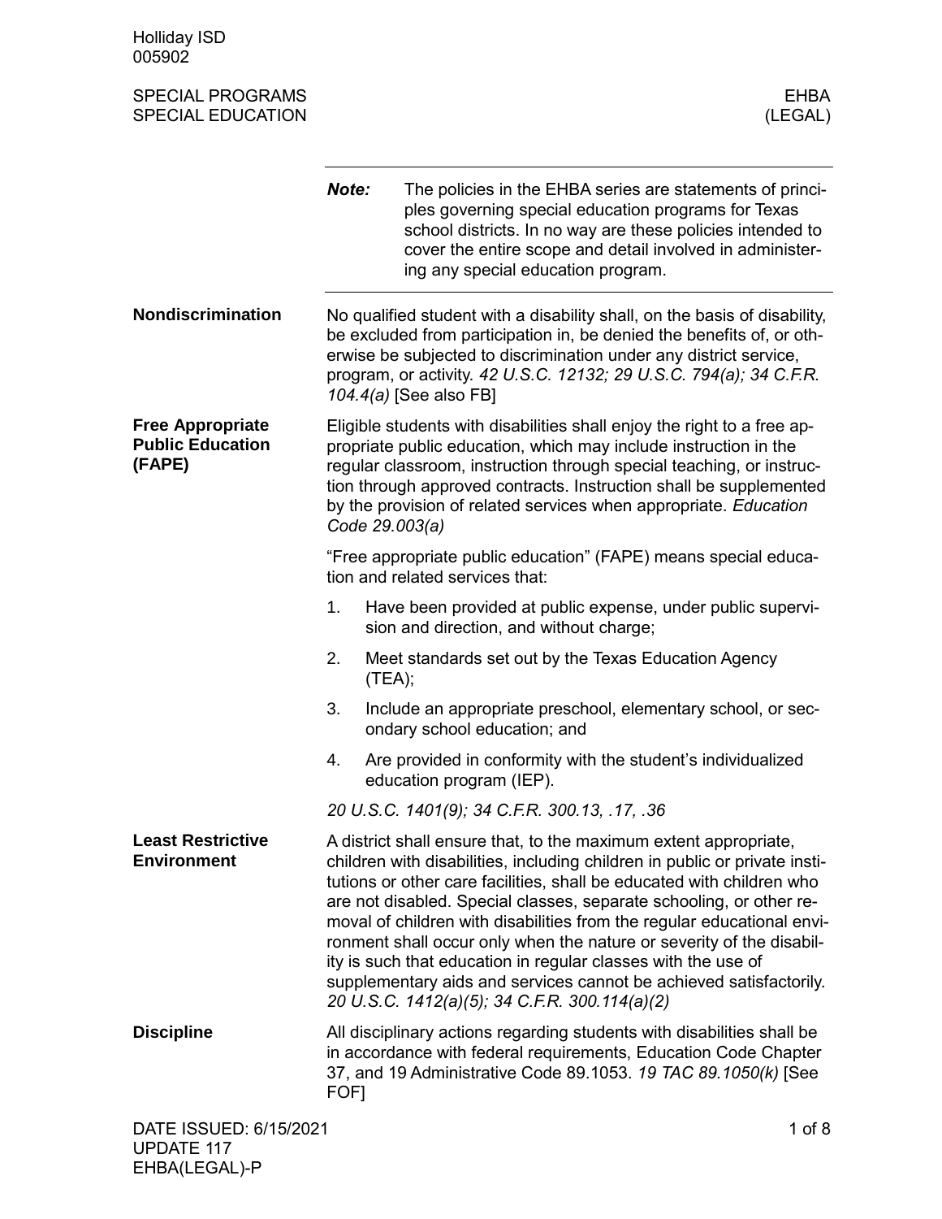Holliday ISD
005902

SPECIAL PROGRAMS
SPECIAL EDUCATION

EHBA
(LEGAL)

***Note:*** The policies in the EHBA series are statements of principles governing special education programs for Texas school districts. In no way are these policies intended to cover the entire scope and detail involved in administering any special education program.

## Nondiscrimination

No qualified student with a disability shall, on the basis of disability, be excluded from participation in, be denied the benefits of, or otherwise be subjected to discrimination under any district service, program, or activity. *42 U.S.C. 12132; 29 U.S.C. 794(a); 34 C.F.R. 104.4(a)* [See also FB]

## Free Appropriate Public Education (FAPE)

Eligible students with disabilities shall enjoy the right to a free appropriate public education, which may include instruction in the regular classroom, instruction through special teaching, or instruction through approved contracts. Instruction shall be supplemented by the provision of related services when appropriate. *Education Code 29.003(a)*

"Free appropriate public education" (FAPE) means special education and related services that:

1. Have been provided at public expense, under public supervision and direction, and without charge;
2. Meet standards set out by the Texas Education Agency (TEA);
3. Include an appropriate preschool, elementary school, or secondary school education; and
4. Are provided in conformity with the student's individualized education program (IEP).

*20 U.S.C. 1401(9); 34 C.F.R. 300.13, .17, .36*

## Least Restrictive Environment

A district shall ensure that, to the maximum extent appropriate, children with disabilities, including children in public or private institutions or other care facilities, shall be educated with children who are not disabled. Special classes, separate schooling, or other removal of children with disabilities from the regular educational environment shall occur only when the nature or severity of the disability is such that education in regular classes with the use of supplementary aids and services cannot be achieved satisfactorily. *20 U.S.C. 1412(a)(5); 34 C.F.R. 300.114(a)(2)*

## Discipline

All disciplinary actions regarding students with disabilities shall be in accordance with federal requirements, Education Code Chapter 37, and 19 Administrative Code 89.1053. *19 TAC 89.1050(k)* [See FOF]

DATE ISSUED: 6/15/2021
UPDATE 117
EHBA(LEGAL)-P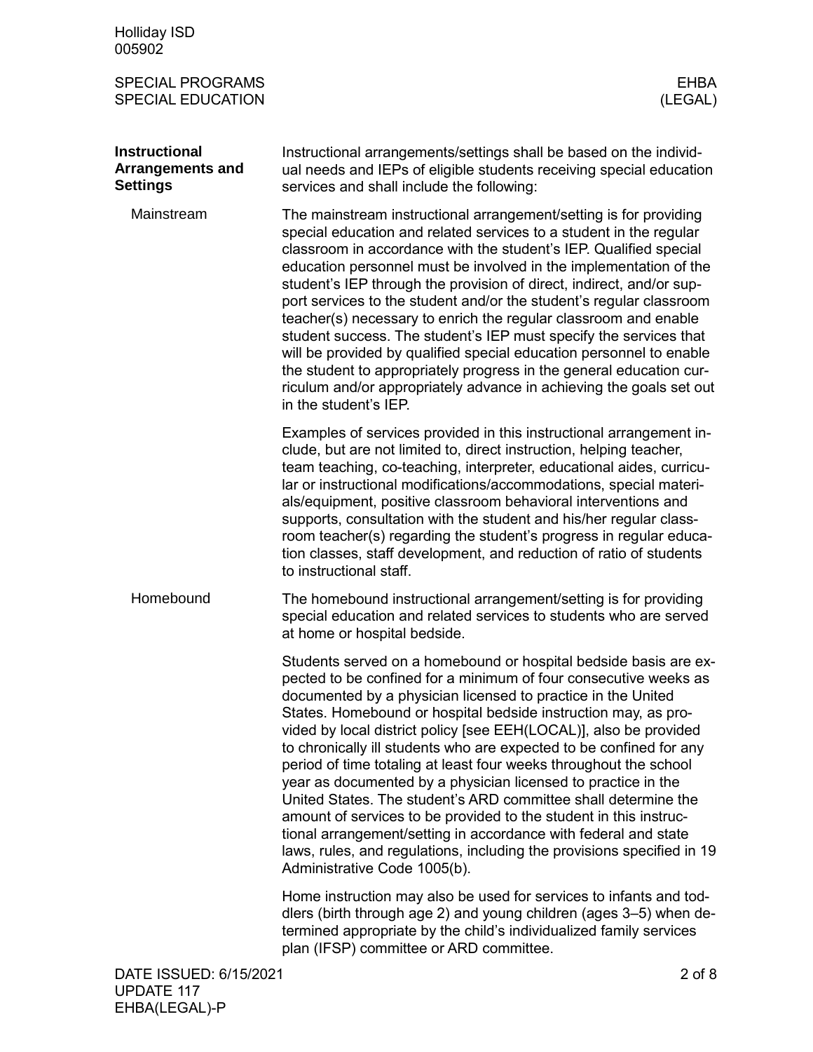## Instructional Arrangements and Settings

Instructional arrangements/settings shall be based on the individual needs and IEPs of eligible students receiving special education services and shall include the following:

### Mainstream

The mainstream instructional arrangement/setting is for providing special education and related services to a student in the regular classroom in accordance with the student's IEP. Qualified special education personnel must be involved in the implementation of the student's IEP through the provision of direct, indirect, and/or support services to the student and/or the student's regular classroom teacher(s) necessary to enrich the regular classroom and enable student success. The student's IEP must specify the services that will be provided by qualified special education personnel to enable the student to appropriately progress in the general education curriculum and/or appropriately advance in achieving the goals set out in the student's IEP.

Examples of services provided in this instructional arrangement include, but are not limited to, direct instruction, helping teacher, team teaching, co-teaching, interpreter, educational aides, curricular or instructional modifications/accommodations, special materials/equipment, positive classroom behavioral interventions and supports, consultation with the student and his/her regular classroom teacher(s) regarding the student's progress in regular education classes, staff development, and reduction of ratio of students to instructional staff.

### Homebound

The homebound instructional arrangement/setting is for providing special education and related services to students who are served at home or hospital bedside.

Students served on a homebound or hospital bedside basis are expected to be confined for a minimum of four consecutive weeks as documented by a physician licensed to practice in the United States. Homebound or hospital bedside instruction may, as provided by local district policy [see EEH(LOCAL)], also be provided to chronically ill students who are expected to be confined for any period of time totaling at least four weeks throughout the school year as documented by a physician licensed to practice in the United States. The student's ARD committee shall determine the amount of services to be provided to the student in this instructional arrangement/setting in accordance with federal and state laws, rules, and regulations, including the provisions specified in 19 Administrative Code 1005(b).

Home instruction may also be used for services to infants and toddlers (birth through age 2) and young children (ages 3–5) when determined appropriate by the child's individualized family services plan (IFSP) committee or ARD committee.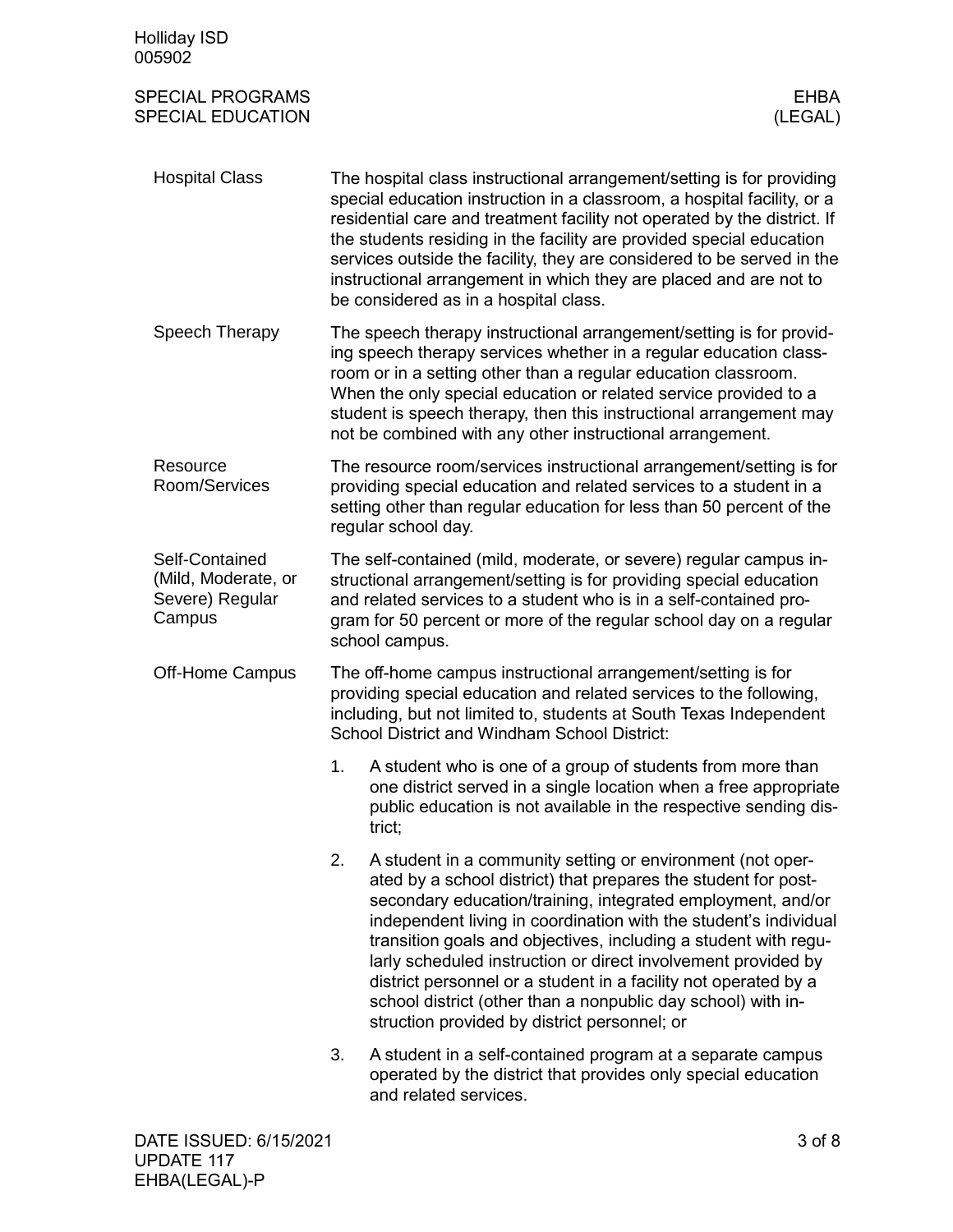## Hospital Class

The hospital class instructional arrangement/setting is for providing special education instruction in a classroom, a hospital facility, or a residential care and treatment facility not operated by the district. If the students residing in the facility are provided special education services outside the facility, they are considered to be served in the instructional arrangement in which they are placed and are not to be considered as in a hospital class.

## Speech Therapy

The speech therapy instructional arrangement/setting is for providing speech therapy services whether in a regular education classroom or in a setting other than a regular education classroom. When the only special education or related service provided to a student is speech therapy, then this instructional arrangement may not be combined with any other instructional arrangement.

## Resource Room/Services

The resource room/services instructional arrangement/setting is for providing special education and related services to a student in a setting other than regular education for less than 50 percent of the regular school day.

## Self-Contained (Mild, Moderate, or Severe) Regular Campus

The self-contained (mild, moderate, or severe) regular campus instructional arrangement/setting is for providing special education and related services to a student who is in a self-contained program for 50 percent or more of the regular school day on a regular school campus.

## Off-Home Campus

The off-home campus instructional arrangement/setting is for providing special education and related services to the following, including, but not limited to, students at South Texas Independent School District and Windham School District:

1. A student who is one of a group of students from more than one district served in a single location when a free appropriate public education is not available in the respective sending district;
2. A student in a community setting or environment (not operated by a school district) that prepares the student for postsecondary education/training, integrated employment, and/or independent living in coordination with the student's individual transition goals and objectives, including a student with regularly scheduled instruction or direct involvement provided by district personnel or a student in a facility not operated by a school district (other than a nonpublic day school) with instruction provided by district personnel; or
3. A student in a self-contained program at a separate campus operated by the district that provides only special education and related services.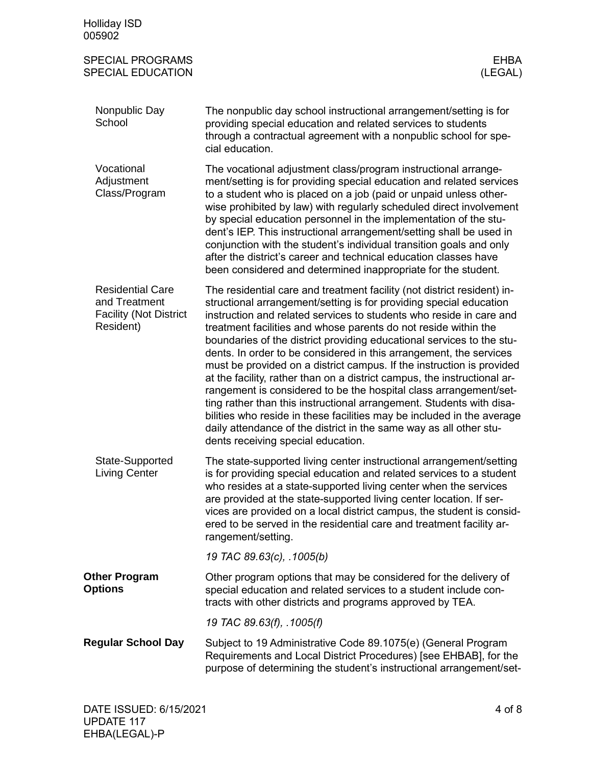#### Nonpublic Day School

The nonpublic day school instructional arrangement/setting is for providing special education and related services to students through a contractual agreement with a nonpublic school for special education.

#### Vocational Adjustment Class/Program

The vocational adjustment class/program instructional arrangement/setting is for providing special education and related services to a student who is placed on a job (paid or unpaid unless otherwise prohibited by law) with regularly scheduled direct involvement by special education personnel in the implementation of the student's IEP. This instructional arrangement/setting shall be used in conjunction with the student's individual transition goals and only after the district's career and technical education classes have been considered and determined inappropriate for the student.

#### Residential Care and Treatment Facility (Not District Resident)

The residential care and treatment facility (not district resident) instructional arrangement/setting is for providing special education instruction and related services to students who reside in care and treatment facilities and whose parents do not reside within the boundaries of the district providing educational services to the students. In order to be considered in this arrangement, the services must be provided on a district campus. If the instruction is provided at the facility, rather than on a district campus, the instructional arrangement is considered to be the hospital class arrangement/setting rather than this instructional arrangement. Students with disabilities who reside in these facilities may be included in the average daily attendance of the district in the same way as all other students receiving special education.

#### State-Supported Living Center

The state-supported living center instructional arrangement/setting is for providing special education and related services to a student who resides at a state-supported living center when the services are provided at the state-supported living center location. If services are provided on a local district campus, the student is considered to be served in the residential care and treatment facility arrangement/setting.

*19 TAC 89.63(c), .1005(b)*

### Other Program Options

Other program options that may be considered for the delivery of special education and related services to a student include contracts with other districts and programs approved by TEA.

*19 TAC 89.63(f), .1005(f)*

### Regular School Day

Subject to 19 Administrative Code 89.1075(e) (General Program Requirements and Local District Procedures) [see EHBAB], for the purpose of determining the student's instructional arrangement/set-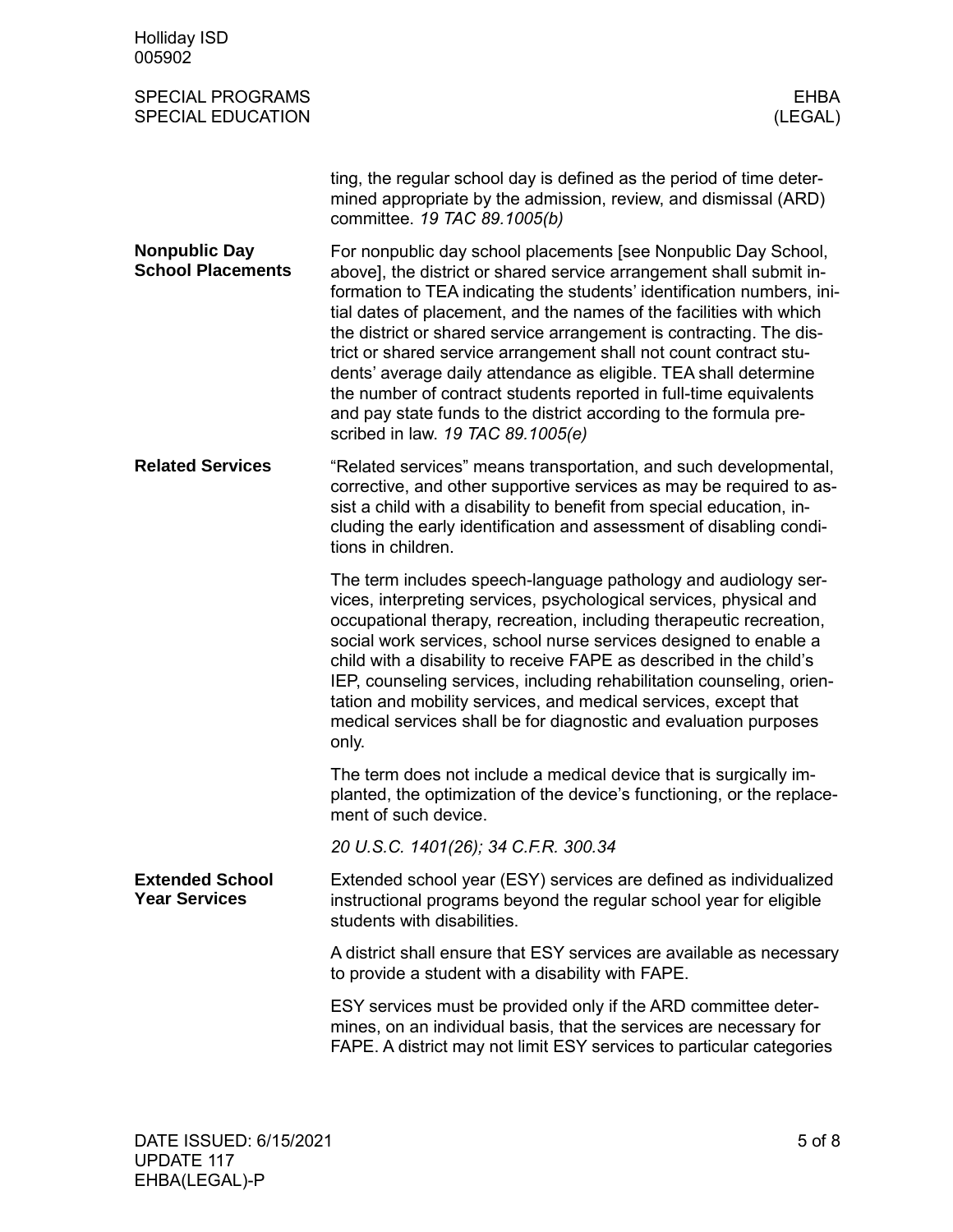ting, the regular school day is defined as the period of time determined appropriate by the admission, review, and dismissal (ARD) committee. *19 TAC 89.1005(b)*

**Nonpublic Day School Placements**

For nonpublic day school placements [see Nonpublic Day School, above], the district or shared service arrangement shall submit information to TEA indicating the students' identification numbers, initial dates of placement, and the names of the facilities with which the district or shared service arrangement is contracting. The district or shared service arrangement shall not count contract students' average daily attendance as eligible. TEA shall determine the number of contract students reported in full-time equivalents and pay state funds to the district according to the formula prescribed in law. *19 TAC 89.1005(e)*

**Related Services**

"Related services" means transportation, and such developmental, corrective, and other supportive services as may be required to assist a child with a disability to benefit from special education, including the early identification and assessment of disabling conditions in children.

The term includes speech-language pathology and audiology services, interpreting services, psychological services, physical and occupational therapy, recreation, including therapeutic recreation, social work services, school nurse services designed to enable a child with a disability to receive FAPE as described in the child's IEP, counseling services, including rehabilitation counseling, orientation and mobility services, and medical services, except that medical services shall be for diagnostic and evaluation purposes only.

The term does not include a medical device that is surgically implanted, the optimization of the device's functioning, or the replacement of such device.

*20 U.S.C. 1401(26); 34 C.F.R. 300.34*

**Extended School Year Services**

Extended school year (ESY) services are defined as individualized instructional programs beyond the regular school year for eligible students with disabilities.

A district shall ensure that ESY services are available as necessary to provide a student with a disability with FAPE.

ESY services must be provided only if the ARD committee determines, on an individual basis, that the services are necessary for FAPE. A district may not limit ESY services to particular categories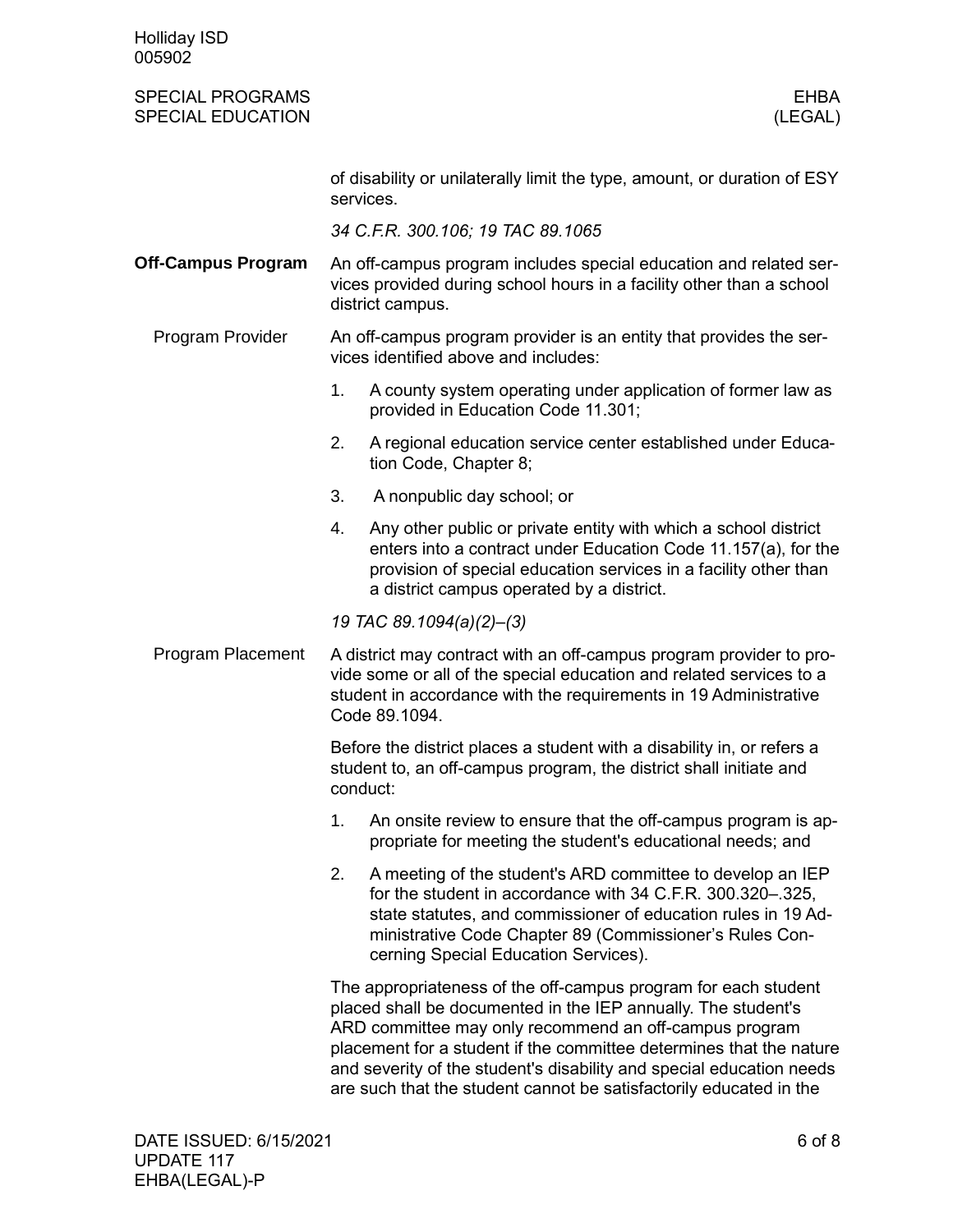of disability or unilaterally limit the type, amount, or duration of ESY services.

*34 C.F.R. 300.106; 19 TAC 89.1065*

## Off-Campus Program

An off-campus program includes special education and related services provided during school hours in a facility other than a school district campus.

### Program Provider

An off-campus program provider is an entity that provides the services identified above and includes:

1. A county system operating under application of former law as provided in Education Code 11.301;
2. A regional education service center established under Education Code, Chapter 8;
3. A nonpublic day school; or
4. Any other public or private entity with which a school district enters into a contract under Education Code 11.157(a), for the provision of special education services in a facility other than a district campus operated by a district.

*19 TAC 89.1094(a)(2)–(3)*

### Program Placement

A district may contract with an off-campus program provider to provide some or all of the special education and related services to a student in accordance with the requirements in 19 Administrative Code 89.1094.

Before the district places a student with a disability in, or refers a student to, an off-campus program, the district shall initiate and conduct:

1. An onsite review to ensure that the off-campus program is appropriate for meeting the student's educational needs; and
2. A meeting of the student's ARD committee to develop an IEP for the student in accordance with 34 C.F.R. 300.320–.325, state statutes, and commissioner of education rules in 19 Administrative Code Chapter 89 (Commissioner's Rules Concerning Special Education Services).

The appropriateness of the off-campus program for each student placed shall be documented in the IEP annually. The student's ARD committee may only recommend an off-campus program placement for a student if the committee determines that the nature and severity of the student's disability and special education needs are such that the student cannot be satisfactorily educated in the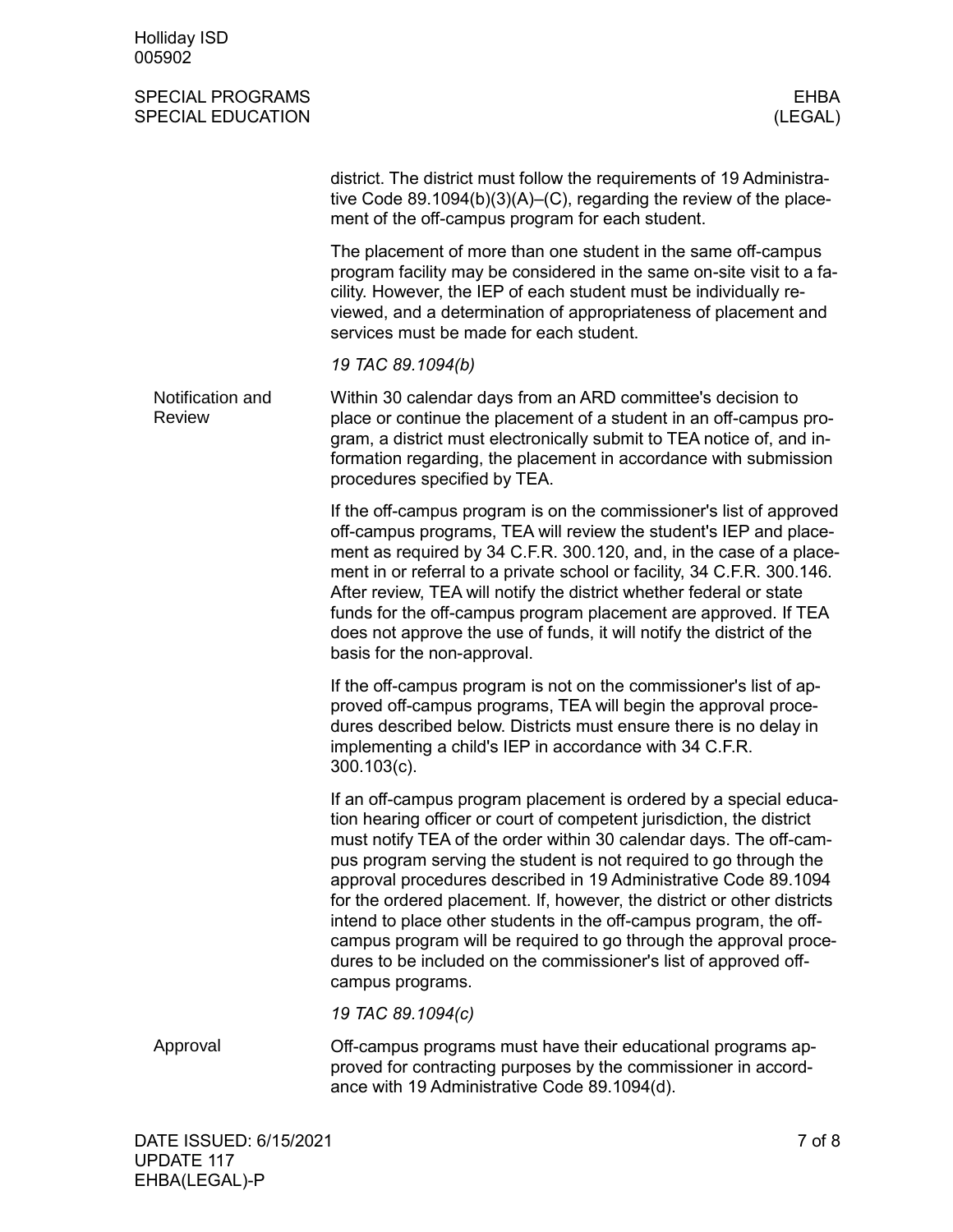district. The district must follow the requirements of 19 Administrative Code 89.1094(b)(3)(A)–(C), regarding the review of the placement of the off-campus program for each student.

The placement of more than one student in the same off-campus program facility may be considered in the same on-site visit to a facility. However, the IEP of each student must be individually reviewed, and a determination of appropriateness of placement and services must be made for each student.

*19 TAC 89.1094(b)*

## Notification and Review

Within 30 calendar days from an ARD committee's decision to place or continue the placement of a student in an off-campus program, a district must electronically submit to TEA notice of, and information regarding, the placement in accordance with submission procedures specified by TEA.

If the off-campus program is on the commissioner's list of approved off-campus programs, TEA will review the student's IEP and placement as required by 34 C.F.R. 300.120, and, in the case of a placement in or referral to a private school or facility, 34 C.F.R. 300.146. After review, TEA will notify the district whether federal or state funds for the off-campus program placement are approved. If TEA does not approve the use of funds, it will notify the district of the basis for the non-approval.

If the off-campus program is not on the commissioner's list of approved off-campus programs, TEA will begin the approval procedures described below. Districts must ensure there is no delay in implementing a child's IEP in accordance with 34 C.F.R. 300.103(c).

If an off-campus program placement is ordered by a special education hearing officer or court of competent jurisdiction, the district must notify TEA of the order within 30 calendar days. The off-campus program serving the student is not required to go through the approval procedures described in 19 Administrative Code 89.1094 for the ordered placement. If, however, the district or other districts intend to place other students in the off-campus program, the off-campus program will be required to go through the approval procedures to be included on the commissioner's list of approved off-campus programs.

*19 TAC 89.1094(c)*

## Approval

Off-campus programs must have their educational programs approved for contracting purposes by the commissioner in accordance with 19 Administrative Code 89.1094(d).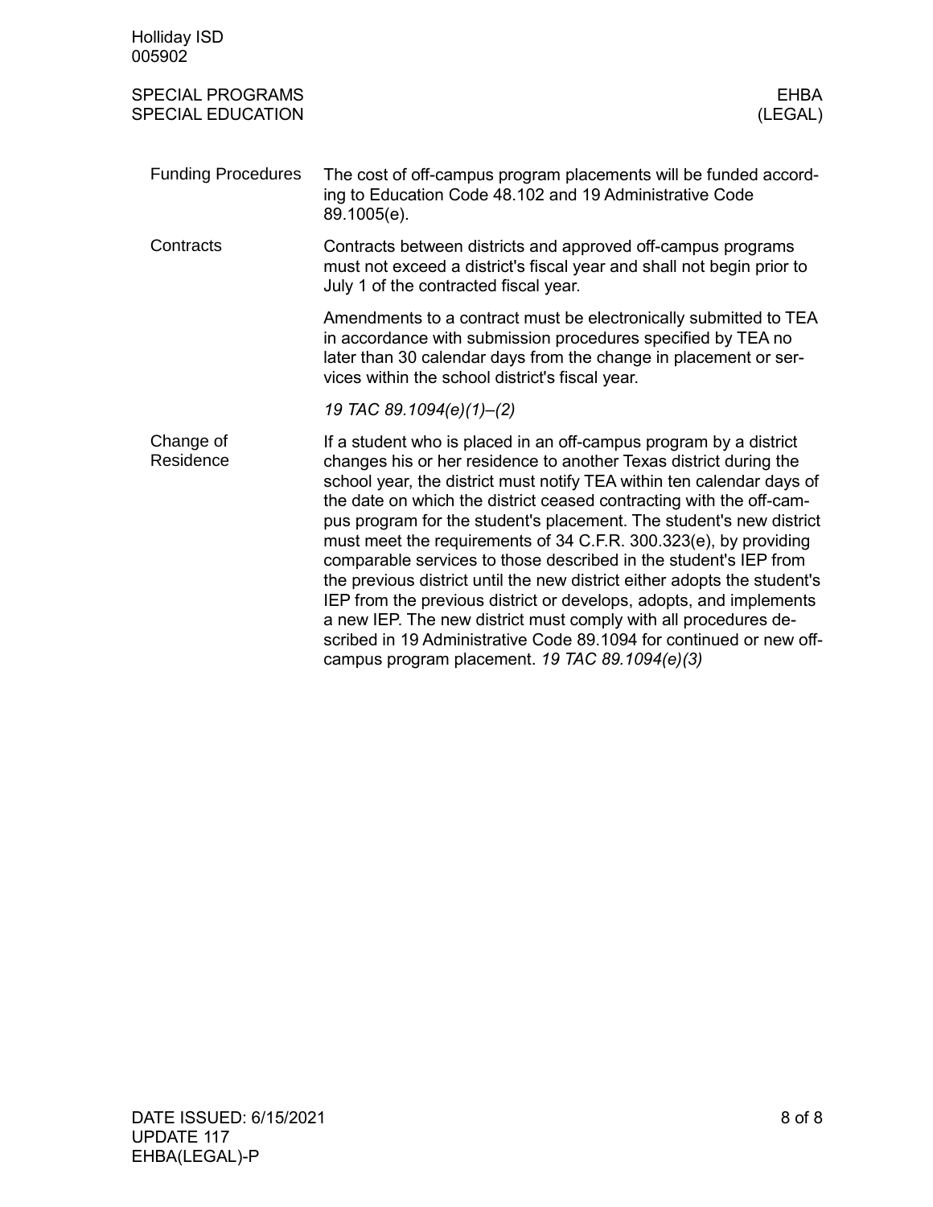## Funding Procedures

The cost of off-campus program placements will be funded according to Education Code 48.102 and 19 Administrative Code 89.1005(e).

## Contracts

Contracts between districts and approved off-campus programs must not exceed a district's fiscal year and shall not begin prior to July 1 of the contracted fiscal year.

Amendments to a contract must be electronically submitted to TEA in accordance with submission procedures specified by TEA no later than 30 calendar days from the change in placement or services within the school district's fiscal year.

*19 TAC 89.1094(e)(1)–(2)*

## Change of Residence

If a student who is placed in an off-campus program by a district changes his or her residence to another Texas district during the school year, the district must notify TEA within ten calendar days of the date on which the district ceased contracting with the off-campus program for the student's placement. The student's new district must meet the requirements of 34 C.F.R. 300.323(e), by providing comparable services to those described in the student's IEP from the previous district until the new district either adopts the student's IEP from the previous district or develops, adopts, and implements a new IEP. The new district must comply with all procedures described in 19 Administrative Code 89.1094 for continued or new off-campus program placement. *19 TAC 89.1094(e)(3)*